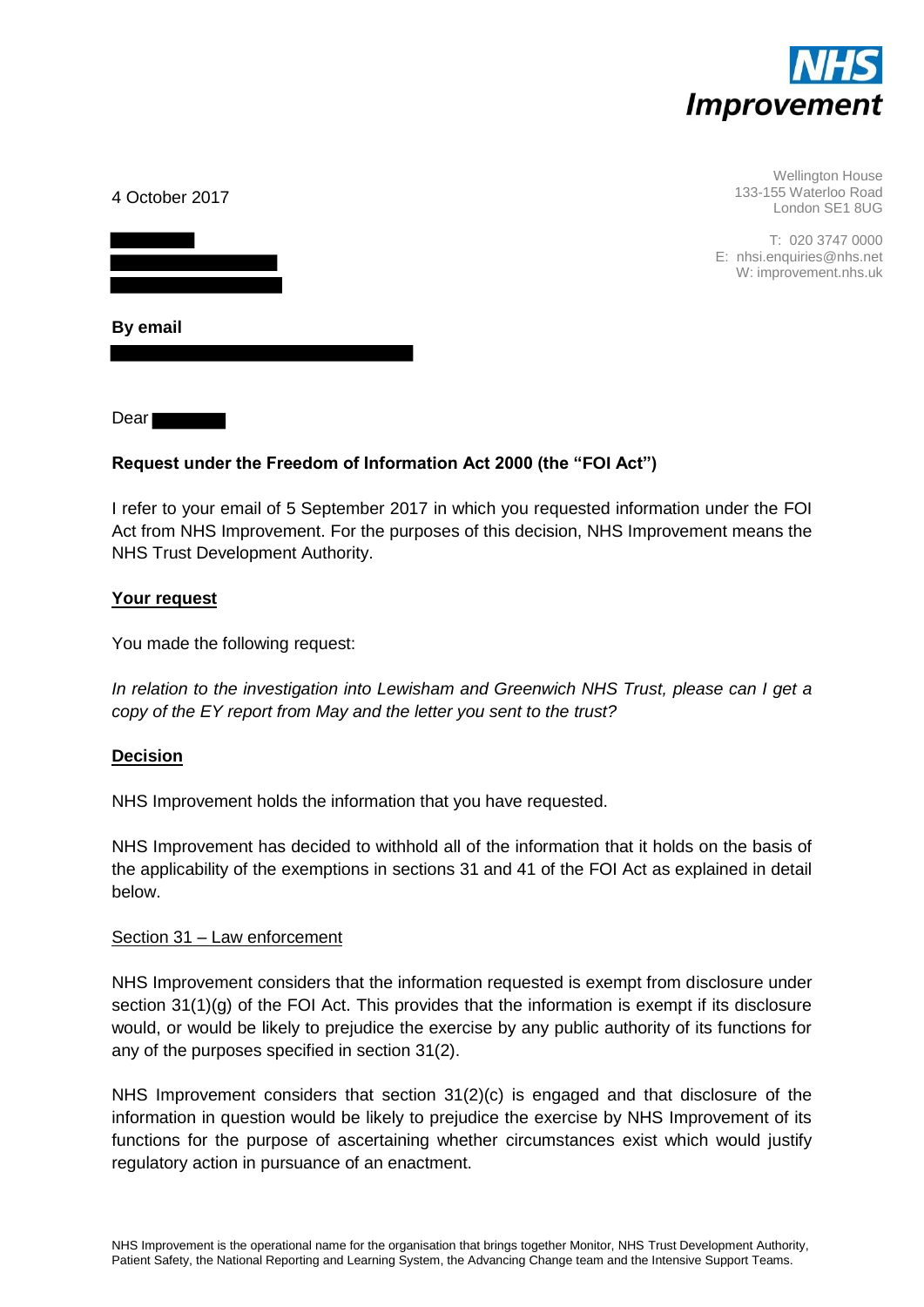**NHS Improvement**

Wellington House
133-155 Waterloo Road
London SE1 8UG

T: 020 3747 0000
E: nhsi.enquiries@nhs.net
W: improvement.nhs.uk

4 October 2017

**By email**

Dear

**Request under the Freedom of Information Act 2000 (the "FOI Act")**

I refer to your email of 5 September 2017 in which you requested information under the FOI Act from NHS Improvement. For the purposes of this decision, NHS Improvement means the NHS Trust Development Authority.

**<u>Your request</u>**

You made the following request:

*In relation to the investigation into Lewisham and Greenwich NHS Trust, please can I get a copy of the EY report from May and the letter you sent to the trust?*

**<u>Decision</u>**

NHS Improvement holds the information that you have requested.

NHS Improvement has decided to withhold all of the information that it holds on the basis of the applicability of the exemptions in sections 31 and 41 of the FOI Act as explained in detail below.

<u>Section 31 – Law enforcement</u>

NHS Improvement considers that the information requested is exempt from disclosure under section 31(1)(g) of the FOI Act. This provides that the information is exempt if its disclosure would, or would be likely to prejudice the exercise by any public authority of its functions for any of the purposes specified in section 31(2).

NHS Improvement considers that section 31(2)(c) is engaged and that disclosure of the information in question would be likely to prejudice the exercise by NHS Improvement of its functions for the purpose of ascertaining whether circumstances exist which would justify regulatory action in pursuance of an enactment.

NHS Improvement is the operational name for the organisation that brings together Monitor, NHS Trust Development Authority, Patient Safety, the National Reporting and Learning System, the Advancing Change team and the Intensive Support Teams.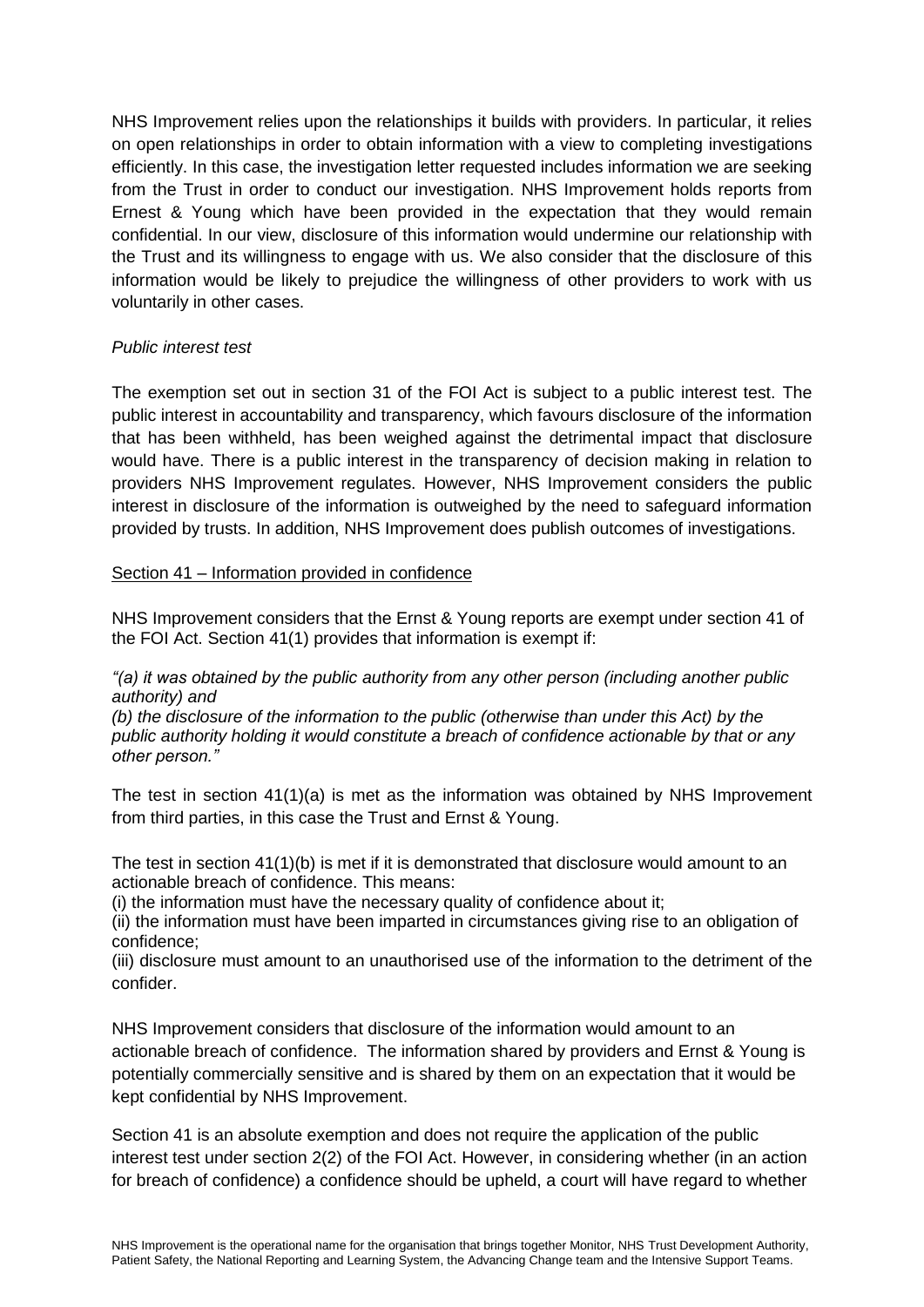NHS Improvement relies upon the relationships it builds with providers. In particular, it relies on open relationships in order to obtain information with a view to completing investigations efficiently. In this case, the investigation letter requested includes information we are seeking from the Trust in order to conduct our investigation. NHS Improvement holds reports from Ernest & Young which have been provided in the expectation that they would remain confidential. In our view, disclosure of this information would undermine our relationship with the Trust and its willingness to engage with us. We also consider that the disclosure of this information would be likely to prejudice the willingness of other providers to work with us voluntarily in other cases.

*Public interest test*

The exemption set out in section 31 of the FOI Act is subject to a public interest test. The public interest in accountability and transparency, which favours disclosure of the information that has been withheld, has been weighed against the detrimental impact that disclosure would have. There is a public interest in the transparency of decision making in relation to providers NHS Improvement regulates. However, NHS Improvement considers the public interest in disclosure of the information is outweighed by the need to safeguard information provided by trusts. In addition, NHS Improvement does publish outcomes of investigations.

<u>Section 41 – Information provided in confidence</u>

NHS Improvement considers that the Ernst & Young reports are exempt under section 41 of the FOI Act. Section 41(1) provides that information is exempt if:

*"(a) it was obtained by the public authority from any other person (including another public authority) and*
*(b) the disclosure of the information to the public (otherwise than under this Act) by the public authority holding it would constitute a breach of confidence actionable by that or any other person."*

The test in section 41(1)(a) is met as the information was obtained by NHS Improvement from third parties, in this case the Trust and Ernst & Young.

The test in section 41(1)(b) is met if it is demonstrated that disclosure would amount to an actionable breach of confidence. This means:
(i) the information must have the necessary quality of confidence about it;
(ii) the information must have been imparted in circumstances giving rise to an obligation of confidence;
(iii) disclosure must amount to an unauthorised use of the information to the detriment of the confider.

NHS Improvement considers that disclosure of the information would amount to an actionable breach of confidence. The information shared by providers and Ernst & Young is potentially commercially sensitive and is shared by them on an expectation that it would be kept confidential by NHS Improvement.

Section 41 is an absolute exemption and does not require the application of the public interest test under section 2(2) of the FOI Act. However, in considering whether (in an action for breach of confidence) a confidence should be upheld, a court will have regard to whether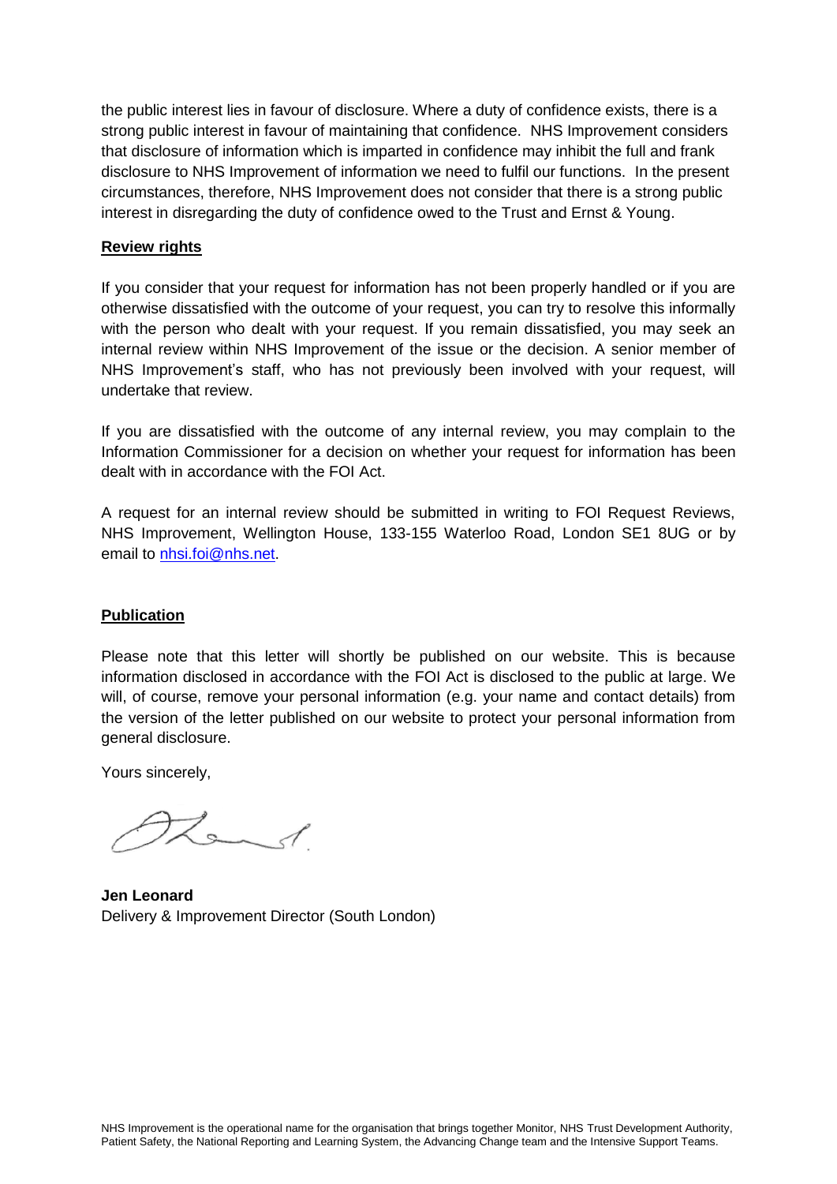the public interest lies in favour of disclosure. Where a duty of confidence exists, there is a strong public interest in favour of maintaining that confidence. NHS Improvement considers that disclosure of information which is imparted in confidence may inhibit the full and frank disclosure to NHS Improvement of information we need to fulfil our functions. In the present circumstances, therefore, NHS Improvement does not consider that there is a strong public interest in disregarding the duty of confidence owed to the Trust and Ernst & Young.

**Review rights**

If you consider that your request for information has not been properly handled or if you are otherwise dissatisfied with the outcome of your request, you can try to resolve this informally with the person who dealt with your request. If you remain dissatisfied, you may seek an internal review within NHS Improvement of the issue or the decision. A senior member of NHS Improvement's staff, who has not previously been involved with your request, will undertake that review.

If you are dissatisfied with the outcome of any internal review, you may complain to the Information Commissioner for a decision on whether your request for information has been dealt with in accordance with the FOI Act.

A request for an internal review should be submitted in writing to FOI Request Reviews, NHS Improvement, Wellington House, 133-155 Waterloo Road, London SE1 8UG or by email to nhsi.foi@nhs.net.

**Publication**

Please note that this letter will shortly be published on our website. This is because information disclosed in accordance with the FOI Act is disclosed to the public at large. We will, of course, remove your personal information (e.g. your name and contact details) from the version of the letter published on our website to protect your personal information from general disclosure.

Yours sincerely,

**Jen Leonard**
Delivery & Improvement Director (South London)

NHS Improvement is the operational name for the organisation that brings together Monitor, NHS Trust Development Authority, Patient Safety, the National Reporting and Learning System, the Advancing Change team and the Intensive Support Teams.